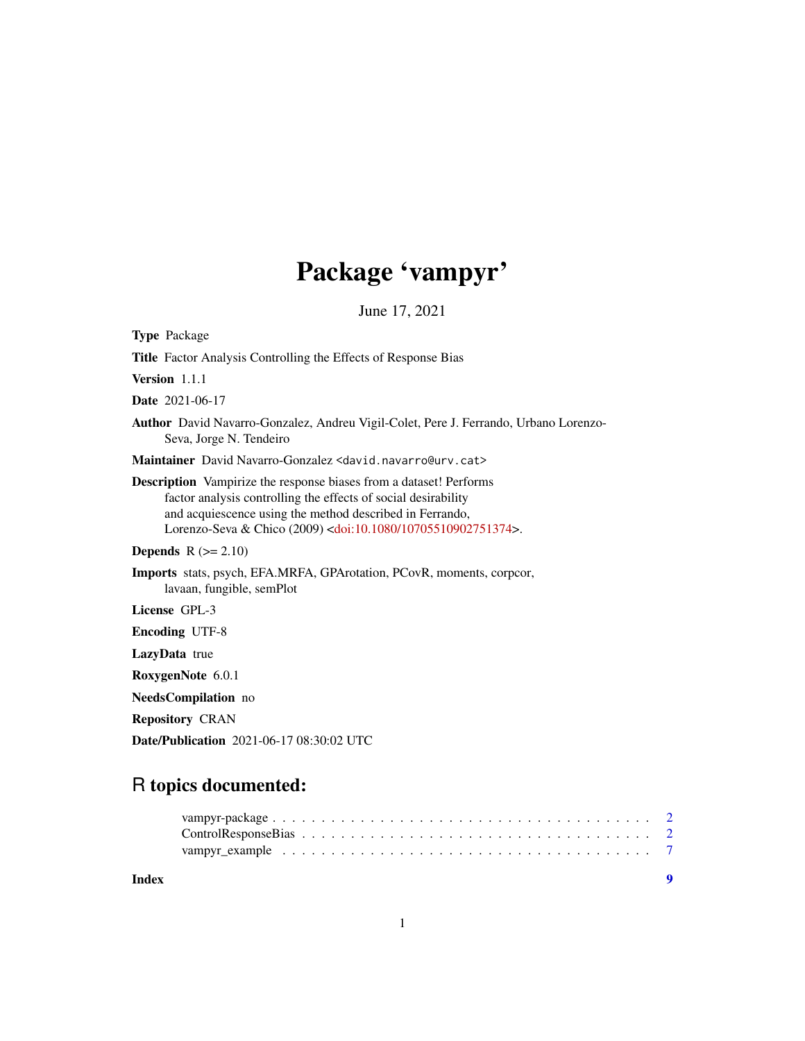# Package 'vampyr'

June 17, 2021

**Type** Package

**Title** Factor Analysis Controlling the Effects of Response Bias

**Version** 1.1.1

**Date** 2021-06-17

**Author** David Navarro-Gonzalez, Andreu Vigil-Colet, Pere J. Ferrando, Urbano Lorenzo-Seva, Jorge N. Tendeiro

**Maintainer** David Navarro-Gonzalez <david.navarro@urv.cat>

**Description** Vampirize the response biases from a dataset! Performs factor analysis controlling the effects of social desirability and acquiescence using the method described in Ferrando, Lorenzo-Seva & Chico (2009) <doi:10.1080/10705510902751374>.

**Depends** R (>= 2.10)

**Imports** stats, psych, EFA.MRFA, GPArotation, PCovR, moments, corpcor, lavaan, fungible, semPlot

**License** GPL-3

**Encoding** UTF-8

**LazyData** true

**RoxygenNote** 6.0.1

**NeedsCompilation** no

**Repository** CRAN

**Date/Publication** 2021-06-17 08:30:02 UTC

## R topics documented:

| | |
|---|---|
| vampyr-package | 2 |
| ControlResponseBias | 2 |
| vampyr_example | 7 |
| **Index** | **9** |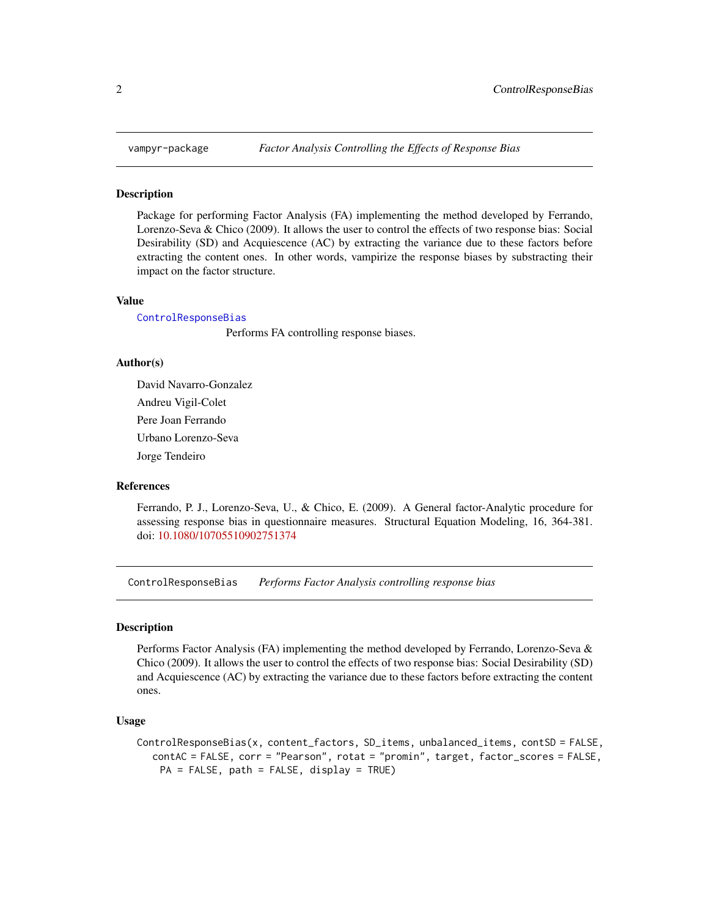## vampyr-package — *Factor Analysis Controlling the Effects of Response Bias*

### Description

Package for performing Factor Analysis (FA) implementing the method developed by Ferrando, Lorenzo-Seva & Chico (2009). It allows the user to control the effects of two response bias: Social Desirability (SD) and Acquiescence (AC) by extracting the variance due to these factors before extracting the content ones. In other words, vampirize the response biases by substracting their impact on the factor structure.

### Value

ControlResponseBias
: Performs FA controlling response biases.

### Author(s)

David Navarro-Gonzalez

Andreu Vigil-Colet

Pere Joan Ferrando

Urbano Lorenzo-Seva

Jorge Tendeiro

### References

Ferrando, P. J., Lorenzo-Seva, U., & Chico, E. (2009). A General factor-Analytic procedure for assessing response bias in questionnaire measures. Structural Equation Modeling, 16, 364-381. doi: 10.1080/10705510902751374

## ControlResponseBias — *Performs Factor Analysis controlling response bias*

### Description

Performs Factor Analysis (FA) implementing the method developed by Ferrando, Lorenzo-Seva & Chico (2009). It allows the user to control the effects of two response bias: Social Desirability (SD) and Acquiescence (AC) by extracting the variance due to these factors before extracting the content ones.

### Usage

```
ControlResponseBias(x, content_factors, SD_items, unbalanced_items, contSD = FALSE,
   contAC = FALSE, corr = "Pearson", rotat = "promin", target, factor_scores = FALSE,
    PA = FALSE, path = FALSE, display = TRUE)
```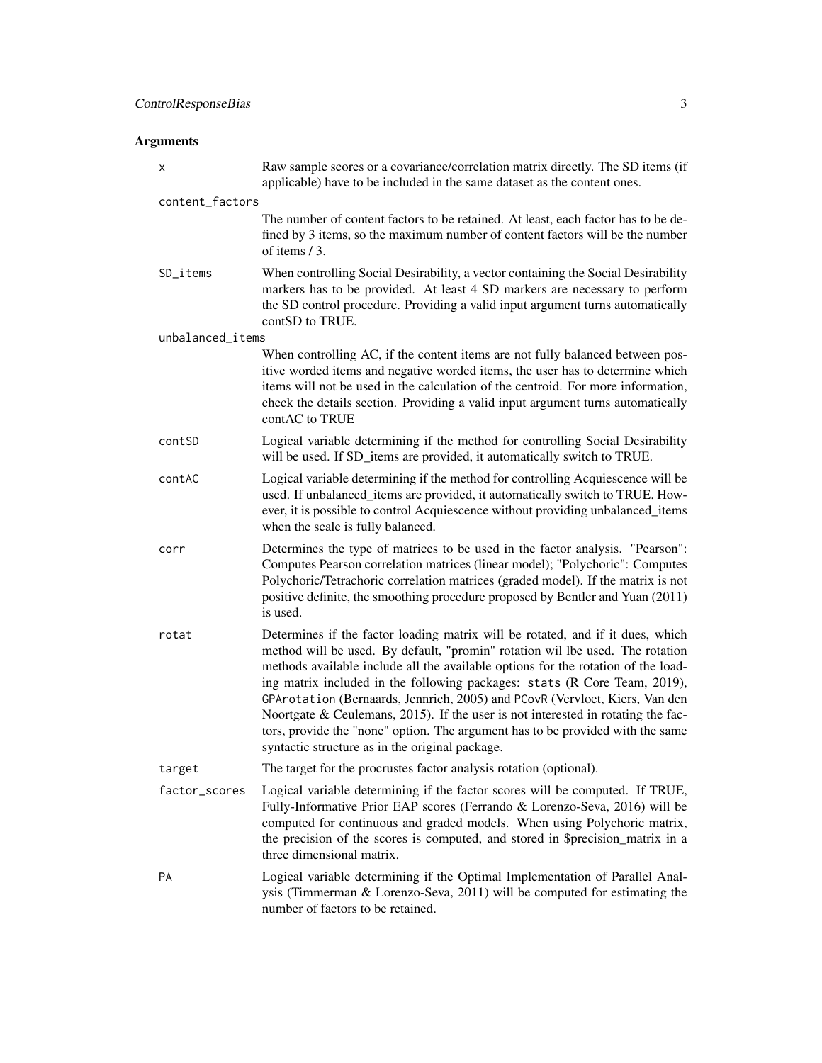## Arguments

**x**
Raw sample scores or a covariance/correlation matrix directly. The SD items (if applicable) have to be included in the same dataset as the content ones.

**content_factors**
The number of content factors to be retained. At least, each factor has to be defined by 3 items, so the maximum number of content factors will be the number of items / 3.

**SD_items**
When controlling Social Desirability, a vector containing the Social Desirability markers has to be provided. At least 4 SD markers are necessary to perform the SD control procedure. Providing a valid input argument turns automatically contSD to TRUE.

**unbalanced_items**
When controlling AC, if the content items are not fully balanced between positive worded items and negative worded items, the user has to determine which items will not be used in the calculation of the centroid. For more information, check the details section. Providing a valid input argument turns automatically contAC to TRUE

**contSD**
Logical variable determining if the method for controlling Social Desirability will be used. If SD_items are provided, it automatically switch to TRUE.

**contAC**
Logical variable determining if the method for controlling Acquiescence will be used. If unbalanced_items are provided, it automatically switch to TRUE. However, it is possible to control Acquiescence without providing unbalanced_items when the scale is fully balanced.

**corr**
Determines the type of matrices to be used in the factor analysis. "Pearson": Computes Pearson correlation matrices (linear model); "Polychoric": Computes Polychoric/Tetrachoric correlation matrices (graded model). If the matrix is not positive definite, the smoothing procedure proposed by Bentler and Yuan (2011) is used.

**rotat**
Determines if the factor loading matrix will be rotated, and if it dues, which method will be used. By default, "promin" rotation wil lbe used. The rotation methods available include all the available options for the rotation of the loading matrix included in the following packages: `stats` (R Core Team, 2019), `GPArotation` (Bernaards, Jennrich, 2005) and `PCovR` (Vervloet, Kiers, Van den Noortgate & Ceulemans, 2015). If the user is not interested in rotating the factors, provide the "none" option. The argument has to be provided with the same syntactic structure as in the original package.

**target**
The target for the procrustes factor analysis rotation (optional).

**factor_scores**
Logical variable determining if the factor scores will be computed. If TRUE, Fully-Informative Prior EAP scores (Ferrando & Lorenzo-Seva, 2016) will be computed for continuous and graded models. When using Polychoric matrix, the precision of the scores is computed, and stored in $precision_matrix in a three dimensional matrix.

**PA**
Logical variable determining if the Optimal Implementation of Parallel Analysis (Timmerman & Lorenzo-Seva, 2011) will be computed for estimating the number of factors to be retained.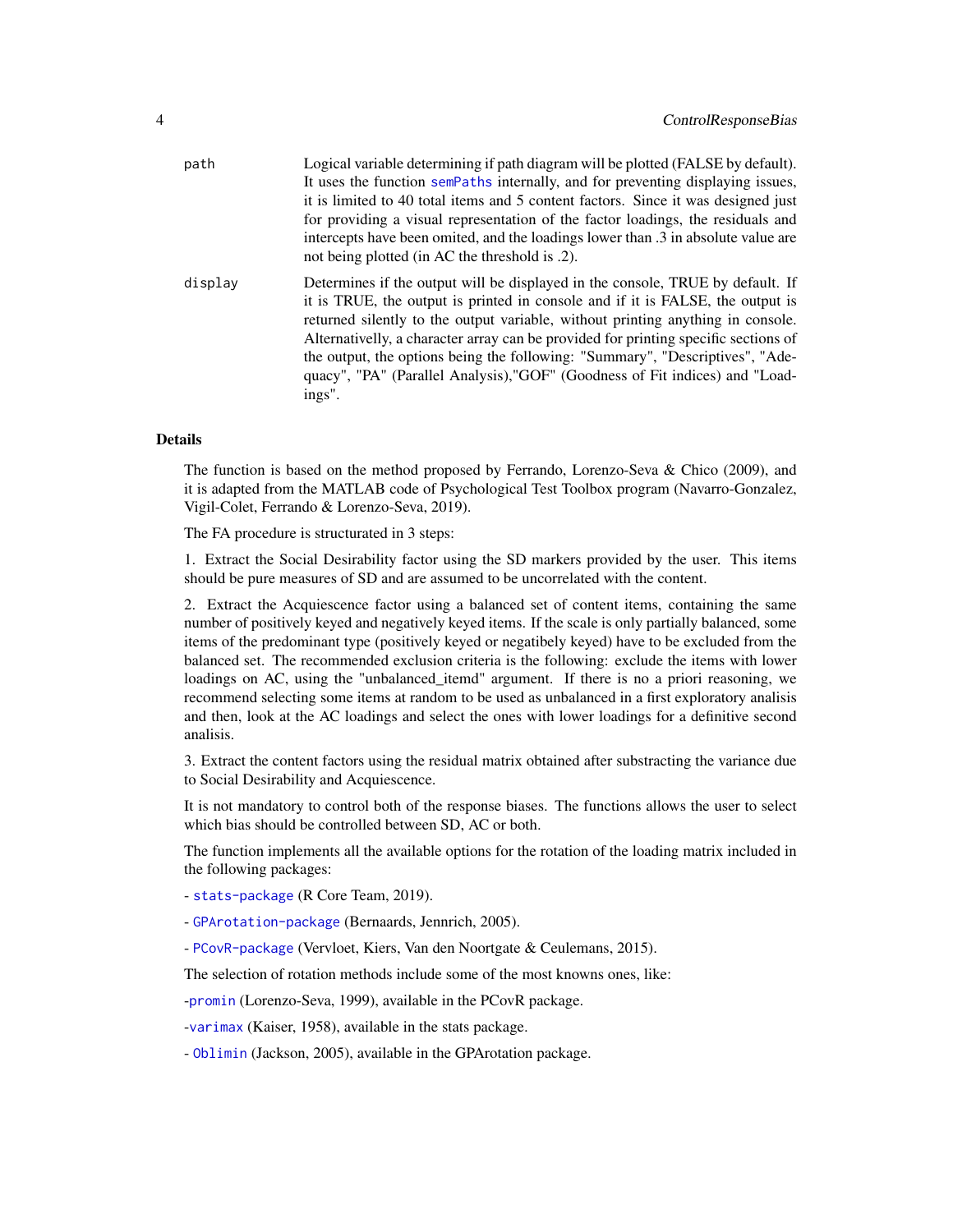| | |
|---|---|
| path | Logical variable determining if path diagram will be plotted (FALSE by default). It uses the function semPaths internally, and for preventing displaying issues, it is limited to 40 total items and 5 content factors. Since it was designed just for providing a visual representation of the factor loadings, the residuals and intercepts have been omited, and the loadings lower than .3 in absolute value are not being plotted (in AC the threshold is .2). |
| display | Determines if the output will be displayed in the console, TRUE by default. If it is TRUE, the output is printed in console and if it is FALSE, the output is returned silently to the output variable, without printing anything in console. Alternativelly, a character array can be provided for printing specific sections of the output, the options being the following: "Summary", "Descriptives", "Adequacy", "PA" (Parallel Analysis),"GOF" (Goodness of Fit indices) and "Loadings". |

## Details

The function is based on the method proposed by Ferrando, Lorenzo-Seva & Chico (2009), and it is adapted from the MATLAB code of Psychological Test Toolbox program (Navarro-Gonzalez, Vigil-Colet, Ferrando & Lorenzo-Seva, 2019).

The FA procedure is structurated in 3 steps:

1. Extract the Social Desirability factor using the SD markers provided by the user. This items should be pure measures of SD and are assumed to be uncorrelated with the content.

2. Extract the Acquiescence factor using a balanced set of content items, containing the same number of positively keyed and negatively keyed items. If the scale is only partially balanced, some items of the predominant type (positively keyed or negatibely keyed) have to be excluded from the balanced set. The recommended exclusion criteria is the following: exclude the items with lower loadings on AC, using the "unbalanced_itemd" argument. If there is no a priori reasoning, we recommend selecting some items at random to be used as unbalanced in a first exploratory analisis and then, look at the AC loadings and select the ones with lower loadings for a definitive second analisis.

3. Extract the content factors using the residual matrix obtained after substracting the variance due to Social Desirability and Acquiescence.

It is not mandatory to control both of the response biases. The functions allows the user to select which bias should be controlled between SD, AC or both.

The function implements all the available options for the rotation of the loading matrix included in the following packages:

- stats-package (R Core Team, 2019).

- GPArotation-package (Bernaards, Jennrich, 2005).

- PCovR-package (Vervloet, Kiers, Van den Noortgate & Ceulemans, 2015).

The selection of rotation methods include some of the most knowns ones, like:

-promin (Lorenzo-Seva, 1999), available in the PCovR package.

-varimax (Kaiser, 1958), available in the stats package.

- Oblimin (Jackson, 2005), available in the GPArotation package.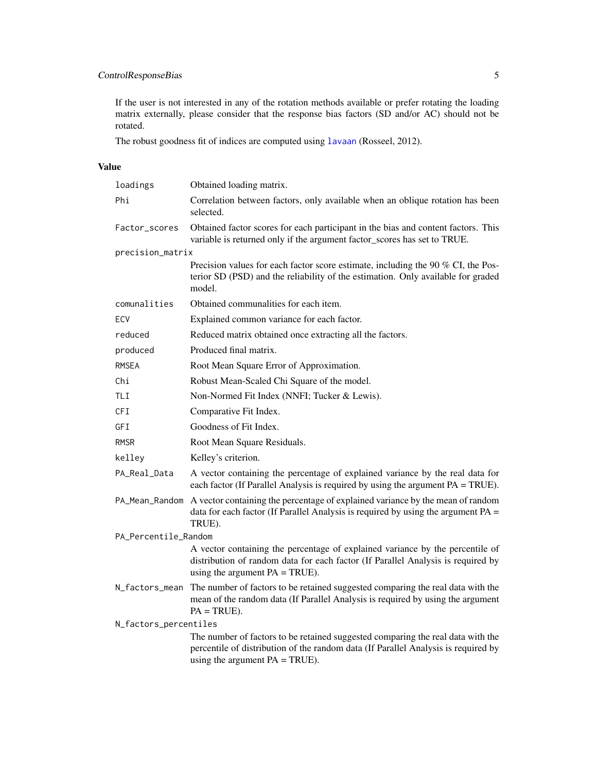If the user is not interested in any of the rotation methods available or prefer rotating the loading matrix externally, please consider that the response bias factors (SD and/or AC) should not be rotated.

The robust goodness fit of indices are computed using `lavaan` (Rosseel, 2012).

## Value

| | |
|---|---|
| `loadings` | Obtained loading matrix. |
| `Phi` | Correlation between factors, only available when an oblique rotation has been selected. |
| `Factor_scores` | Obtained factor scores for each participant in the bias and content factors. This variable is returned only if the argument factor_scores has set to TRUE. |
| `precision_matrix` | Precision values for each factor score estimate, including the 90 % CI, the Posterior SD (PSD) and the reliability of the estimation. Only available for graded model. |
| `comunalities` | Obtained communalities for each item. |
| `ECV` | Explained common variance for each factor. |
| `reduced` | Reduced matrix obtained once extracting all the factors. |
| `produced` | Produced final matrix. |
| `RMSEA` | Root Mean Square Error of Approximation. |
| `Chi` | Robust Mean-Scaled Chi Square of the model. |
| `TLI` | Non-Normed Fit Index (NNFI; Tucker & Lewis). |
| `CFI` | Comparative Fit Index. |
| `GFI` | Goodness of Fit Index. |
| `RMSR` | Root Mean Square Residuals. |
| `kelley` | Kelley's criterion. |
| `PA_Real_Data` | A vector containing the percentage of explained variance by the real data for each factor (If Parallel Analysis is required by using the argument PA = TRUE). |
| `PA_Mean_Random` | A vector containing the percentage of explained variance by the mean of random data for each factor (If Parallel Analysis is required by using the argument PA = TRUE). |
| `PA_Percentile_Random` | A vector containing the percentage of explained variance by the percentile of distribution of random data for each factor (If Parallel Analysis is required by using the argument PA = TRUE). |
| `N_factors_mean` | The number of factors to be retained suggested comparing the real data with the mean of the random data (If Parallel Analysis is required by using the argument PA = TRUE). |
| `N_factors_percentiles` | The number of factors to be retained suggested comparing the real data with the percentile of distribution of the random data (If Parallel Analysis is required by using the argument PA = TRUE). |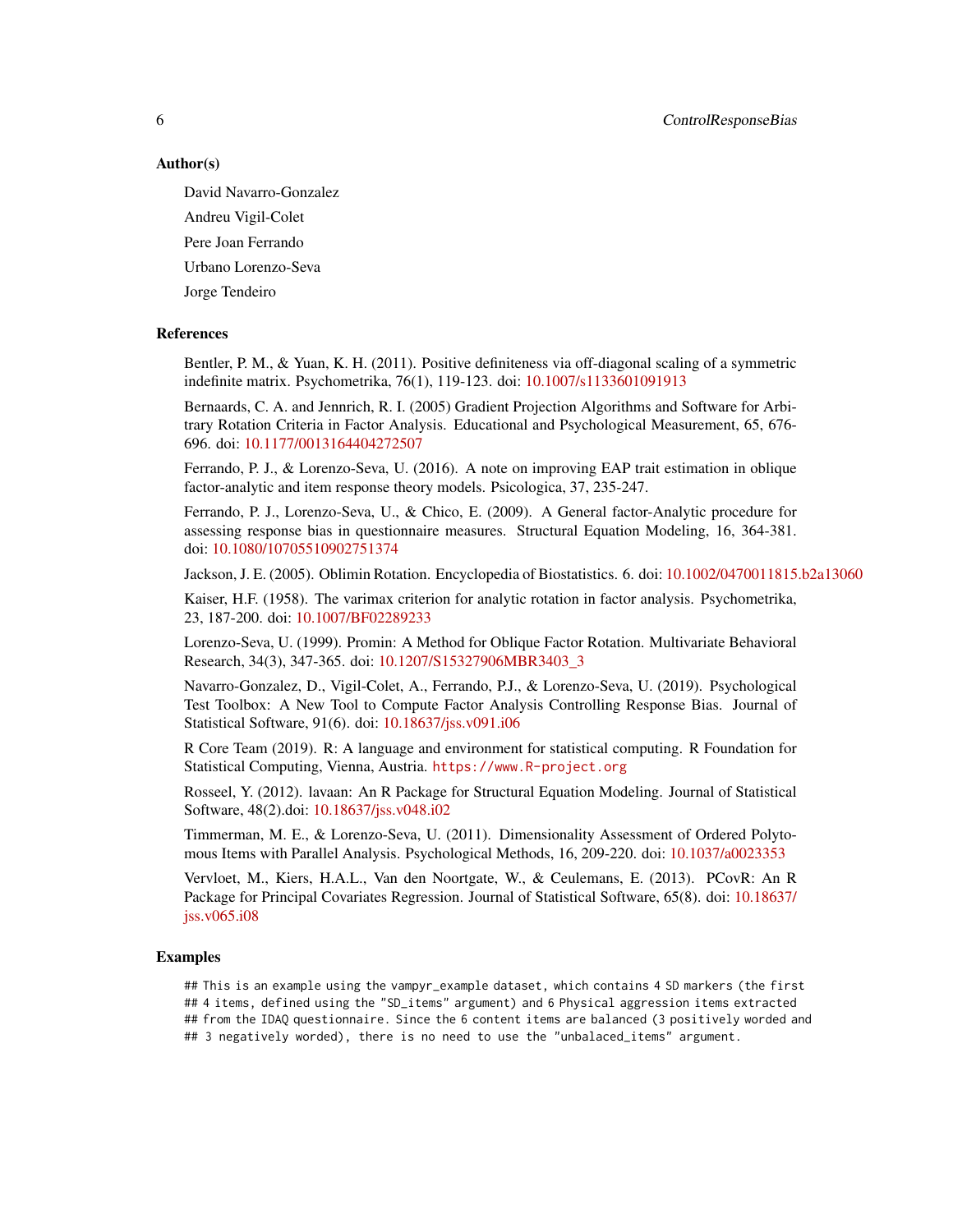### Author(s)

David Navarro-Gonzalez

Andreu Vigil-Colet

Pere Joan Ferrando

Urbano Lorenzo-Seva

Jorge Tendeiro

### References

Bentler, P. M., & Yuan, K. H. (2011). Positive definiteness via off-diagonal scaling of a symmetric indefinite matrix. Psychometrika, 76(1), 119-123. doi: 10.1007/s1133601091913

Bernaards, C. A. and Jennrich, R. I. (2005) Gradient Projection Algorithms and Software for Arbitrary Rotation Criteria in Factor Analysis. Educational and Psychological Measurement, 65, 676-696. doi: 10.1177/0013164404272507

Ferrando, P. J., & Lorenzo-Seva, U. (2016). A note on improving EAP trait estimation in oblique factor-analytic and item response theory models. Psicologica, 37, 235-247.

Ferrando, P. J., Lorenzo-Seva, U., & Chico, E. (2009). A General factor-Analytic procedure for assessing response bias in questionnaire measures. Structural Equation Modeling, 16, 364-381. doi: 10.1080/10705510902751374

Jackson, J. E. (2005). Oblimin Rotation. Encyclopedia of Biostatistics. 6. doi: 10.1002/0470011815.b2a13060

Kaiser, H.F. (1958). The varimax criterion for analytic rotation in factor analysis. Psychometrika, 23, 187-200. doi: 10.1007/BF02289233

Lorenzo-Seva, U. (1999). Promin: A Method for Oblique Factor Rotation. Multivariate Behavioral Research, 34(3), 347-365. doi: 10.1207/S15327906MBR3403_3

Navarro-Gonzalez, D., Vigil-Colet, A., Ferrando, P.J., & Lorenzo-Seva, U. (2019). Psychological Test Toolbox: A New Tool to Compute Factor Analysis Controlling Response Bias. Journal of Statistical Software, 91(6). doi: 10.18637/jss.v091.i06

R Core Team (2019). R: A language and environment for statistical computing. R Foundation for Statistical Computing, Vienna, Austria. `https://www.R-project.org`

Rosseel, Y. (2012). lavaan: An R Package for Structural Equation Modeling. Journal of Statistical Software, 48(2).doi: 10.18637/jss.v048.i02

Timmerman, M. E., & Lorenzo-Seva, U. (2011). Dimensionality Assessment of Ordered Polytomous Items with Parallel Analysis. Psychological Methods, 16, 209-220. doi: 10.1037/a0023353

Vervloet, M., Kiers, H.A.L., Van den Noortgate, W., & Ceulemans, E. (2013). PCovR: An R Package for Principal Covariates Regression. Journal of Statistical Software, 65(8). doi: 10.18637/jss.v065.i08

### Examples

```
## This is an example using the vampyr_example dataset, which contains 4 SD markers (the first
## 4 items, defined using the "SD_items" argument) and 6 Physical aggression items extracted
## from the IDAQ questionnaire. Since the 6 content items are balanced (3 positively worded and
## 3 negatively worded), there is no need to use the "unbalaced_items" argument.
```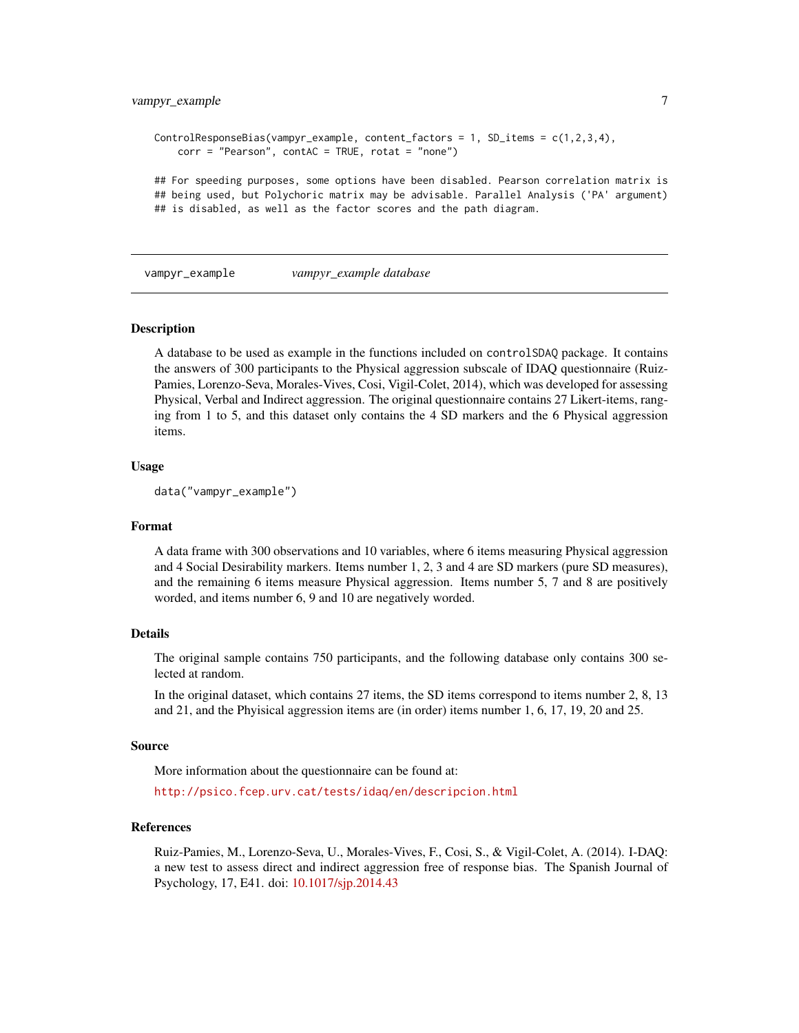```
ControlResponseBias(vampyr_example, content_factors = 1, SD_items = c(1,2,3,4),
    corr = "Pearson", contAC = TRUE, rotat = "none")

## For speeding purposes, some options have been disabled. Pearson correlation matrix is
## being used, but Polychoric matrix may be advisable. Parallel Analysis ('PA' argument)
## is disabled, as well as the factor scores and the path diagram.
```

## vampyr_example — *vampyr_example database*

### Description

A database to be used as example in the functions included on `controlSDAQ` package. It contains the answers of 300 participants to the Physical aggression subscale of IDAQ questionnaire (Ruiz-Pamies, Lorenzo-Seva, Morales-Vives, Cosi, Vigil-Colet, 2014), which was developed for assessing Physical, Verbal and Indirect aggression. The original questionnaire contains 27 Likert-items, ranging from 1 to 5, and this dataset only contains the 4 SD markers and the 6 Physical aggression items.

### Usage

```
data("vampyr_example")
```

### Format

A data frame with 300 observations and 10 variables, where 6 items measuring Physical aggression and 4 Social Desirability markers. Items number 1, 2, 3 and 4 are SD markers (pure SD measures), and the remaining 6 items measure Physical aggression. Items number 5, 7 and 8 are positively worded, and items number 6, 9 and 10 are negatively worded.

### Details

The original sample contains 750 participants, and the following database only contains 300 selected at random.

In the original dataset, which contains 27 items, the SD items correspond to items number 2, 8, 13 and 21, and the Phyisical aggression items are (in order) items number 1, 6, 17, 19, 20 and 25.

### Source

More information about the questionnaire can be found at:

http://psico.fcep.urv.cat/tests/idaq/en/descripcion.html

### References

Ruiz-Pamies, M., Lorenzo-Seva, U., Morales-Vives, F., Cosi, S., & Vigil-Colet, A. (2014). I-DAQ: a new test to assess direct and indirect aggression free of response bias. The Spanish Journal of Psychology, 17, E41. doi: 10.1017/sjp.2014.43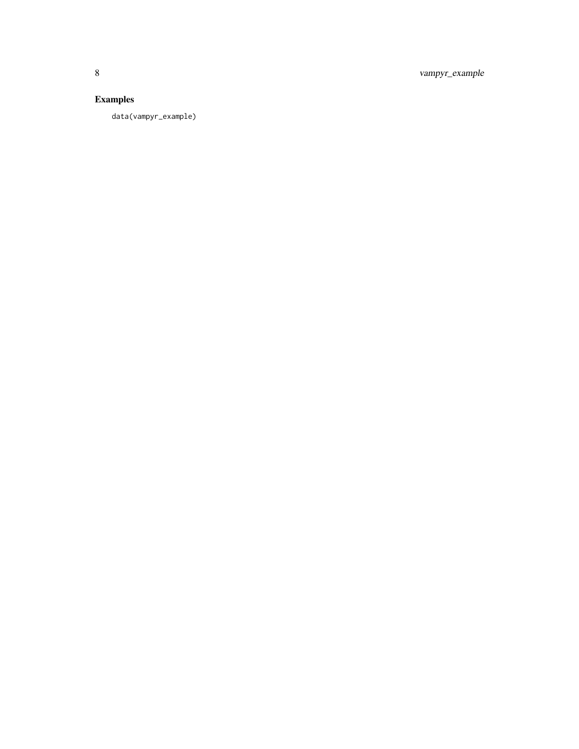## Examples

```
data(vampyr_example)
```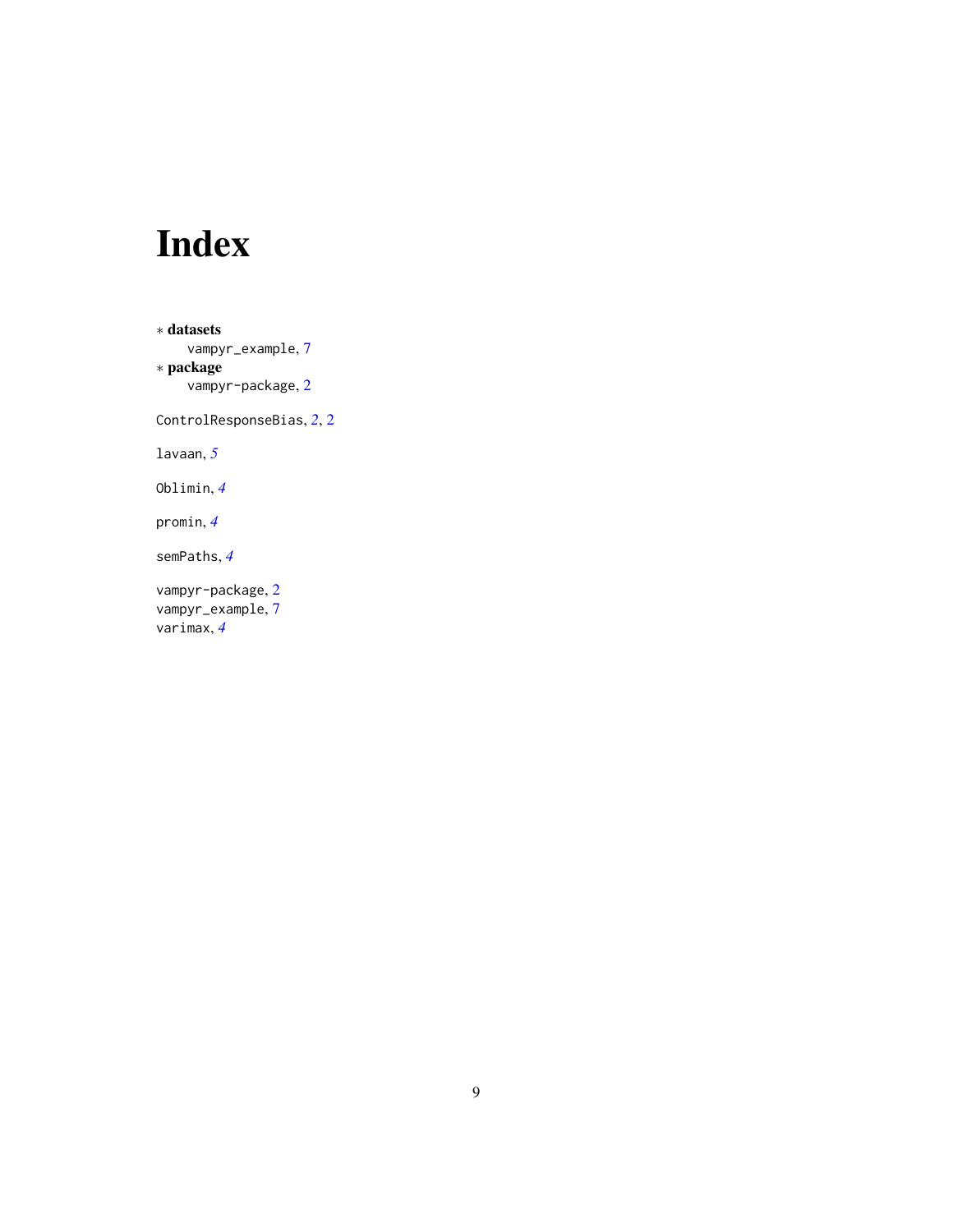# Index

∗ **datasets**
    vampyr_example, 7

∗ **package**
    vampyr-package, 2

ControlResponseBias, *2*, 2

lavaan, *5*

Oblimin, *4*

promin, *4*

semPaths, *4*

vampyr-package, 2
vampyr_example, 7
varimax, *4*